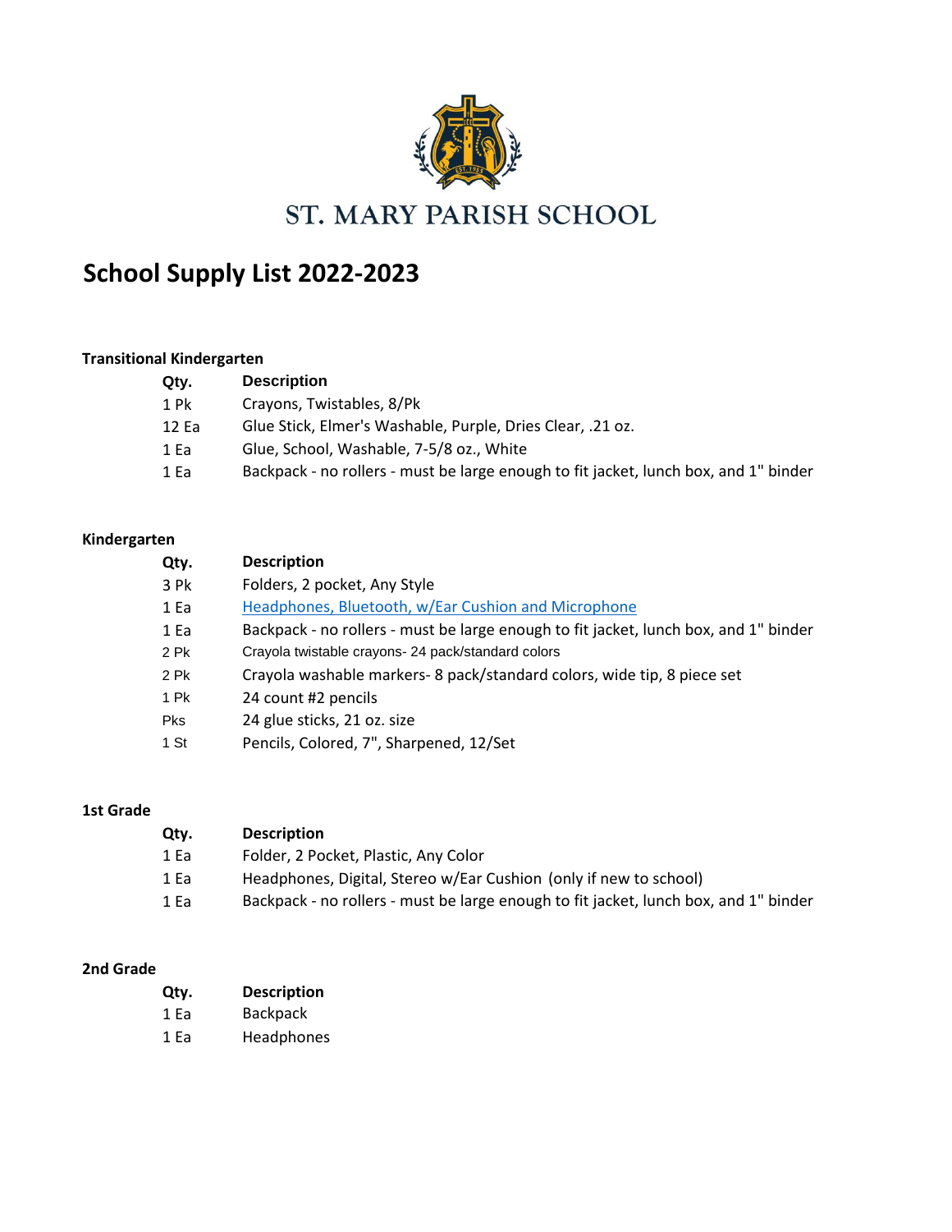# ST. MARY PARISH SCHOOL

## School Supply List 2022-2023

### Transitional Kindergarten

| Qty. | Description |
|---|---|
| 1 Pk | Crayons, Twistables, 8/Pk |
| 12 Ea | Glue Stick, Elmer's Washable, Purple, Dries Clear, .21 oz. |
| 1 Ea | Glue, School, Washable, 7-5/8 oz., White |
| 1 Ea | Backpack - no rollers - must be large enough to fit jacket, lunch box, and 1" binder |

### Kindergarten

| Qty. | Description |
|---|---|
| 3 Pk | Folders, 2 pocket, Any Style |
| 1 Ea | Headphones, Bluetooth, w/Ear Cushion and Microphone |
| 1 Ea | Backpack - no rollers - must be large enough to fit jacket, lunch box, and 1" binder |
| 2 Pk | Crayola twistable crayons- 24 pack/standard colors |
| 2 Pk | Crayola washable markers- 8 pack/standard colors, wide tip, 8 piece set |
| 1 Pk | 24 count #2 pencils |
| Pks | 24 glue sticks, 21 oz. size |
| 1 St | Pencils, Colored, 7", Sharpened, 12/Set |

### 1st Grade

| Qty. | Description |
|---|---|
| 1 Ea | Folder, 2 Pocket, Plastic, Any Color |
| 1 Ea | Headphones, Digital, Stereo w/Ear Cushion (only if new to school) |
| 1 Ea | Backpack - no rollers - must be large enough to fit jacket, lunch box, and 1" binder |

### 2nd Grade

| Qty. | Description |
|---|---|
| 1 Ea | Backpack |
| 1 Ea | Headphones |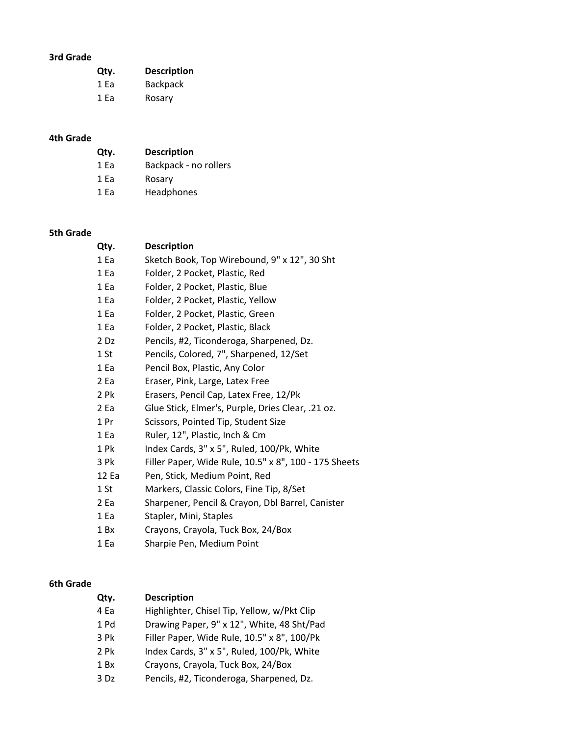**3rd Grade**

| Qty. | Description |
|---|---|
| 1 Ea | Backpack |
| 1 Ea | Rosary |

**4th Grade**

| Qty. | Description |
|---|---|
| 1 Ea | Backpack - no rollers |
| 1 Ea | Rosary |
| 1 Ea | Headphones |

**5th Grade**

| Qty. | Description |
|---|---|
| 1 Ea | Sketch Book, Top Wirebound, 9" x 12", 30 Sht |
| 1 Ea | Folder, 2 Pocket, Plastic, Red |
| 1 Ea | Folder, 2 Pocket, Plastic, Blue |
| 1 Ea | Folder, 2 Pocket, Plastic, Yellow |
| 1 Ea | Folder, 2 Pocket, Plastic, Green |
| 1 Ea | Folder, 2 Pocket, Plastic, Black |
| 2 Dz | Pencils, #2, Ticonderoga, Sharpened, Dz. |
| 1 St | Pencils, Colored, 7", Sharpened, 12/Set |
| 1 Ea | Pencil Box, Plastic, Any Color |
| 2 Ea | Eraser, Pink, Large, Latex Free |
| 2 Pk | Erasers, Pencil Cap, Latex Free, 12/Pk |
| 2 Ea | Glue Stick, Elmer's, Purple, Dries Clear, .21 oz. |
| 1 Pr | Scissors, Pointed Tip, Student Size |
| 1 Ea | Ruler, 12", Plastic, Inch & Cm |
| 1 Pk | Index Cards, 3" x 5", Ruled, 100/Pk, White |
| 3 Pk | Filler Paper, Wide Rule, 10.5" x 8", 100 - 175 Sheets |
| 12 Ea | Pen, Stick, Medium Point, Red |
| 1 St | Markers, Classic Colors, Fine Tip, 8/Set |
| 2 Ea | Sharpener, Pencil & Crayon, Dbl Barrel, Canister |
| 1 Ea | Stapler, Mini, Staples |
| 1 Bx | Crayons, Crayola, Tuck Box, 24/Box |
| 1 Ea | Sharpie Pen, Medium Point |

**6th Grade**

| Qty. | Description |
|---|---|
| 4 Ea | Highlighter, Chisel Tip, Yellow, w/Pkt Clip |
| 1 Pd | Drawing Paper, 9" x 12", White, 48 Sht/Pad |
| 3 Pk | Filler Paper, Wide Rule, 10.5" x 8", 100/Pk |
| 2 Pk | Index Cards, 3" x 5", Ruled, 100/Pk, White |
| 1 Bx | Crayons, Crayola, Tuck Box, 24/Box |
| 3 Dz | Pencils, #2, Ticonderoga, Sharpened, Dz. |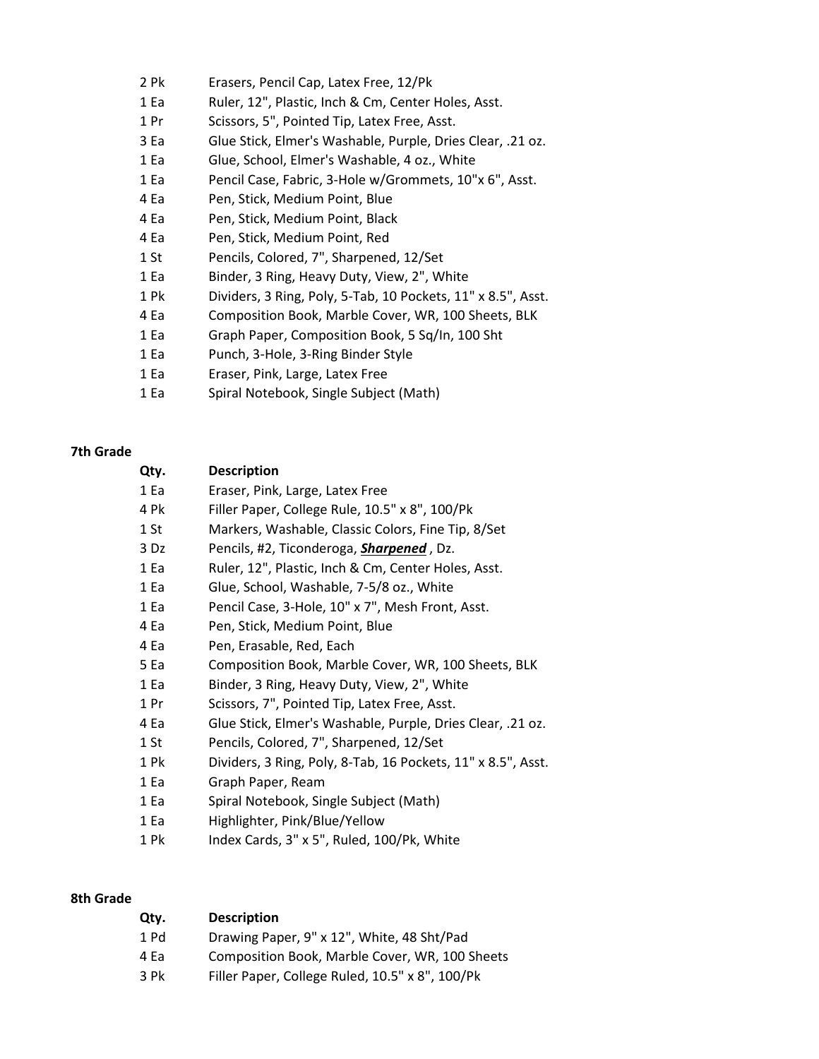| | |
|---|---|
| 2 Pk | Erasers, Pencil Cap, Latex Free, 12/Pk |
| 1 Ea | Ruler, 12", Plastic, Inch & Cm, Center Holes, Asst. |
| 1 Pr | Scissors, 5", Pointed Tip, Latex Free, Asst. |
| 3 Ea | Glue Stick, Elmer's Washable, Purple, Dries Clear, .21 oz. |
| 1 Ea | Glue, School, Elmer's Washable, 4 oz., White |
| 1 Ea | Pencil Case, Fabric, 3-Hole w/Grommets, 10"x 6", Asst. |
| 4 Ea | Pen, Stick, Medium Point, Blue |
| 4 Ea | Pen, Stick, Medium Point, Black |
| 4 Ea | Pen, Stick, Medium Point, Red |
| 1 St | Pencils, Colored, 7", Sharpened, 12/Set |
| 1 Ea | Binder, 3 Ring, Heavy Duty, View, 2", White |
| 1 Pk | Dividers, 3 Ring, Poly, 5-Tab, 10 Pockets, 11" x 8.5", Asst. |
| 4 Ea | Composition Book, Marble Cover, WR, 100 Sheets, BLK |
| 1 Ea | Graph Paper, Composition Book, 5 Sq/In, 100 Sht |
| 1 Ea | Punch, 3-Hole, 3-Ring Binder Style |
| 1 Ea | Eraser, Pink, Large, Latex Free |
| 1 Ea | Spiral Notebook, Single Subject (Math) |

**7th Grade**

| Qty. | Description |
|---|---|
| 1 Ea | Eraser, Pink, Large, Latex Free |
| 4 Pk | Filler Paper, College Rule, 10.5" x 8", 100/Pk |
| 1 St | Markers, Washable, Classic Colors, Fine Tip, 8/Set |
| 3 Dz | Pencils, #2, Ticonderoga, ***Sharpened*** , Dz. |
| 1 Ea | Ruler, 12", Plastic, Inch & Cm, Center Holes, Asst. |
| 1 Ea | Glue, School, Washable, 7-5/8 oz., White |
| 1 Ea | Pencil Case, 3-Hole, 10" x 7", Mesh Front, Asst. |
| 4 Ea | Pen, Stick, Medium Point, Blue |
| 4 Ea | Pen, Erasable, Red, Each |
| 5 Ea | Composition Book, Marble Cover, WR, 100 Sheets, BLK |
| 1 Ea | Binder, 3 Ring, Heavy Duty, View, 2", White |
| 1 Pr | Scissors, 7", Pointed Tip, Latex Free, Asst. |
| 4 Ea | Glue Stick, Elmer's Washable, Purple, Dries Clear, .21 oz. |
| 1 St | Pencils, Colored, 7", Sharpened, 12/Set |
| 1 Pk | Dividers, 3 Ring, Poly, 8-Tab, 16 Pockets, 11" x 8.5", Asst. |
| 1 Ea | Graph Paper, Ream |
| 1 Ea | Spiral Notebook, Single Subject (Math) |
| 1 Ea | Highlighter, Pink/Blue/Yellow |
| 1 Pk | Index Cards, 3" x 5", Ruled, 100/Pk, White |

**8th Grade**

| Qty. | Description |
|---|---|
| 1 Pd | Drawing Paper, 9" x 12", White, 48 Sht/Pad |
| 4 Ea | Composition Book, Marble Cover, WR, 100 Sheets |
| 3 Pk | Filler Paper, College Ruled, 10.5" x 8", 100/Pk |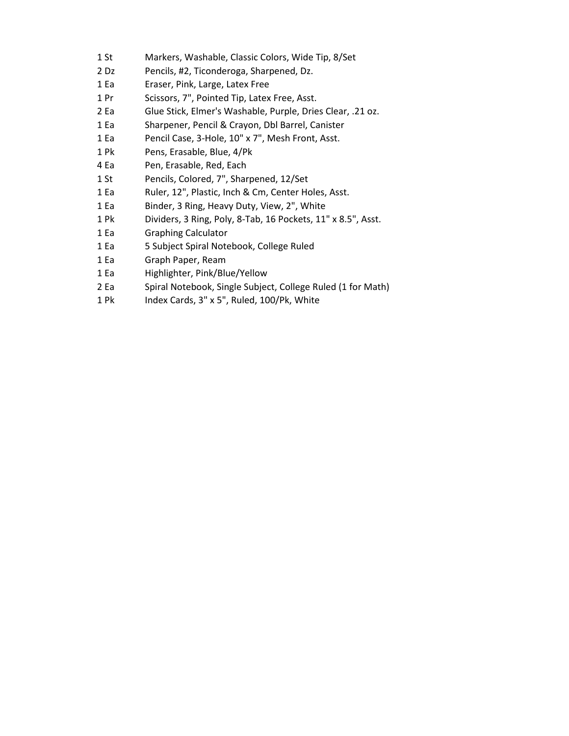| | |
|---|---|
| 1 St | Markers, Washable, Classic Colors, Wide Tip, 8/Set |
| 2 Dz | Pencils, #2, Ticonderoga, Sharpened, Dz. |
| 1 Ea | Eraser, Pink, Large, Latex Free |
| 1 Pr | Scissors, 7", Pointed Tip, Latex Free, Asst. |
| 2 Ea | Glue Stick, Elmer's Washable, Purple, Dries Clear, .21 oz. |
| 1 Ea | Sharpener, Pencil & Crayon, Dbl Barrel, Canister |
| 1 Ea | Pencil Case, 3-Hole, 10" x 7", Mesh Front, Asst. |
| 1 Pk | Pens, Erasable, Blue, 4/Pk |
| 4 Ea | Pen, Erasable, Red, Each |
| 1 St | Pencils, Colored, 7", Sharpened, 12/Set |
| 1 Ea | Ruler, 12", Plastic, Inch & Cm, Center Holes, Asst. |
| 1 Ea | Binder, 3 Ring, Heavy Duty, View, 2", White |
| 1 Pk | Dividers, 3 Ring, Poly, 8-Tab, 16 Pockets, 11" x 8.5", Asst. |
| 1 Ea | Graphing Calculator |
| 1 Ea | 5 Subject Spiral Notebook, College Ruled |
| 1 Ea | Graph Paper, Ream |
| 1 Ea | Highlighter, Pink/Blue/Yellow |
| 2 Ea | Spiral Notebook, Single Subject, College Ruled (1 for Math) |
| 1 Pk | Index Cards, 3" x 5", Ruled, 100/Pk, White |